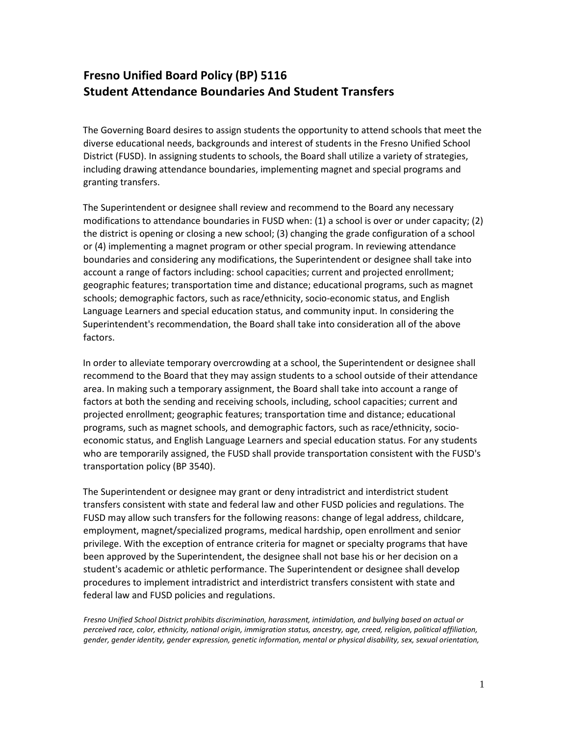## Fresno Unified Board Policy (BP) 5116
## Student Attendance Boundaries And Student Transfers

The Governing Board desires to assign students the opportunity to attend schools that meet the diverse educational needs, backgrounds and interest of students in the Fresno Unified School District (FUSD). In assigning students to schools, the Board shall utilize a variety of strategies, including drawing attendance boundaries, implementing magnet and special programs and granting transfers.

The Superintendent or designee shall review and recommend to the Board any necessary modifications to attendance boundaries in FUSD when: (1) a school is over or under capacity; (2) the district is opening or closing a new school; (3) changing the grade configuration of a school or (4) implementing a magnet program or other special program. In reviewing attendance boundaries and considering any modifications, the Superintendent or designee shall take into account a range of factors including: school capacities; current and projected enrollment; geographic features; transportation time and distance; educational programs, such as magnet schools; demographic factors, such as race/ethnicity, socio-economic status, and English Language Learners and special education status, and community input. In considering the Superintendent's recommendation, the Board shall take into consideration all of the above factors.

In order to alleviate temporary overcrowding at a school, the Superintendent or designee shall recommend to the Board that they may assign students to a school outside of their attendance area. In making such a temporary assignment, the Board shall take into account a range of factors at both the sending and receiving schools, including, school capacities; current and projected enrollment; geographic features; transportation time and distance; educational programs, such as magnet schools, and demographic factors, such as race/ethnicity, socio-economic status, and English Language Learners and special education status. For any students who are temporarily assigned, the FUSD shall provide transportation consistent with the FUSD's transportation policy (BP 3540).

The Superintendent or designee may grant or deny intradistrict and interdistrict student transfers consistent with state and federal law and other FUSD policies and regulations. The FUSD may allow such transfers for the following reasons: change of legal address, childcare, employment, magnet/specialized programs, medical hardship, open enrollment and senior privilege. With the exception of entrance criteria for magnet or specialty programs that have been approved by the Superintendent, the designee shall not base his or her decision on a student's academic or athletic performance. The Superintendent or designee shall develop procedures to implement intradistrict and interdistrict transfers consistent with state and federal law and FUSD policies and regulations.

*Fresno Unified School District prohibits discrimination, harassment, intimidation, and bullying based on actual or perceived race, color, ethnicity, national origin, immigration status, ancestry, age, creed, religion, political affiliation, gender, gender identity, gender expression, genetic information, mental or physical disability, sex, sexual orientation,*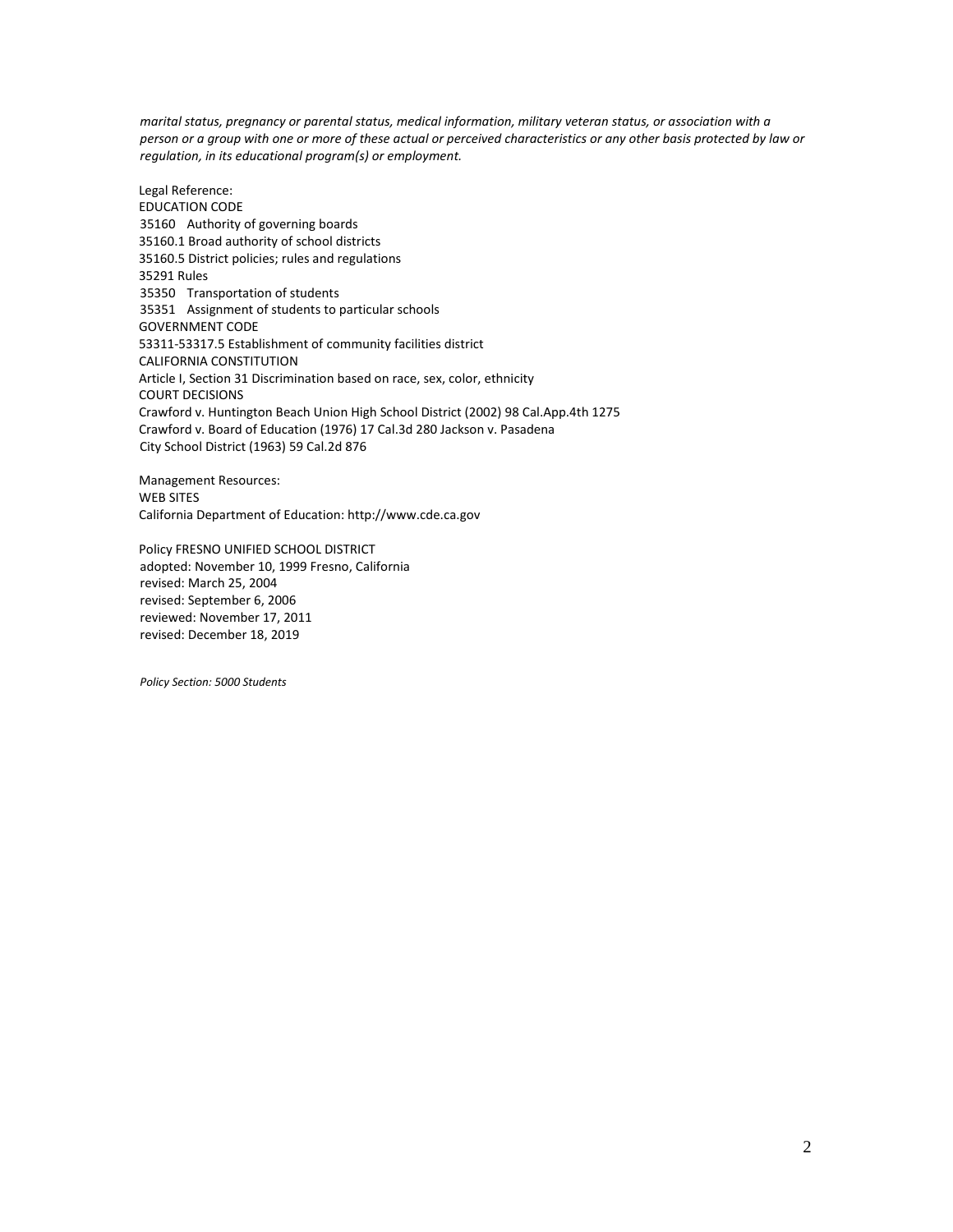*marital status, pregnancy or parental status, medical information, military veteran status, or association with a person or a group with one or more of these actual or perceived characteristics or any other basis protected by law or regulation, in its educational program(s) or employment.*

Legal Reference:
EDUCATION CODE
35160 Authority of governing boards
35160.1 Broad authority of school districts
35160.5 District policies; rules and regulations
35291 Rules
35350 Transportation of students
35351 Assignment of students to particular schools
GOVERNMENT CODE
53311-53317.5 Establishment of community facilities district
CALIFORNIA CONSTITUTION
Article I, Section 31 Discrimination based on race, sex, color, ethnicity
COURT DECISIONS
Crawford v. Huntington Beach Union High School District (2002) 98 Cal.App.4th 1275
Crawford v. Board of Education (1976) 17 Cal.3d 280 Jackson v. Pasadena
City School District (1963) 59 Cal.2d 876

Management Resources:
WEB SITES
California Department of Education: http://www.cde.ca.gov

Policy FRESNO UNIFIED SCHOOL DISTRICT
adopted: November 10, 1999 Fresno, California
revised: March 25, 2004
revised: September 6, 2006
reviewed: November 17, 2011
revised: December 18, 2019

*Policy Section: 5000 Students*